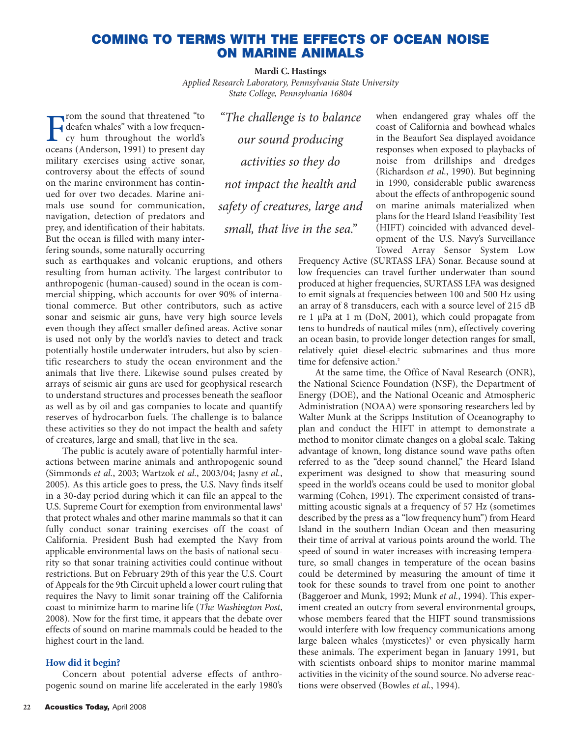# COMING TO TERMS WITH THE EFFECTS OF OCEAN NOISE ON MARINE ANIMALS

**Mardi C. Hastings**

*Applied Research Laboratory, Pennsylvania State University*
*State College, Pennsylvania 16804*

From the sound that threatened "to deafen whales" with a low frequency hum throughout the world's oceans (Anderson, 1991) to present day military exercises using active sonar, controversy about the effects of sound on the marine environment has continued for over two decades. Marine animals use sound for communication, navigation, detection of predators and prey, and identification of their habitats. But the ocean is filled with many interfering sounds, some naturally occurring such as earthquakes and volcanic eruptions, and others resulting from human activity. The largest contributor to anthropogenic (human-caused) sound in the ocean is commercial shipping, which accounts for over 90% of international commerce. But other contributors, such as active sonar and seismic air guns, have very high source levels even though they affect smaller defined areas. Active sonar is used not only by the world's navies to detect and track potentially hostile underwater intruders, but also by scientific researchers to study the ocean environment and the animals that live there. Likewise sound pulses created by arrays of seismic air guns are used for geophysical research to understand structures and processes beneath the seafloor as well as by oil and gas companies to locate and quantify reserves of hydrocarbon fuels. The challenge is to balance these activities so they do not impact the health and safety of creatures, large and small, that live in the sea.

*"The challenge is to balance our sound producing activities so they do not impact the health and safety of creatures, large and small, that live in the sea."*

The public is acutely aware of potentially harmful interactions between marine animals and anthropogenic sound (Simmonds *et al.*, 2003; Wartzok *et al.*, 2003/04; Jasny *et al.*, 2005). As this article goes to press, the U.S. Navy finds itself in a 30-day period during which it can file an appeal to the U.S. Supreme Court for exemption from environmental laws[1] that protect whales and other marine mammals so that it can fully conduct sonar training exercises off the coast of California. President Bush had exempted the Navy from applicable environmental laws on the basis of national security so that sonar training activities could continue without restrictions. But on February 29th of this year the U.S. Court of Appeals for the 9th Circuit upheld a lower court ruling that requires the Navy to limit sonar training off the California coast to minimize harm to marine life (*The Washington Post*, 2008). Now for the first time, it appears that the debate over effects of sound on marine mammals could be headed to the highest court in the land.

## How did it begin?

Concern about potential adverse effects of anthropogenic sound on marine life accelerated in the early 1980's when endangered gray whales off the coast of California and bowhead whales in the Beaufort Sea displayed avoidance responses when exposed to playbacks of noise from drillships and dredges (Richardson *et al.*, 1990). But beginning in 1990, considerable public awareness about the effects of anthropogenic sound on marine animals materialized when plans for the Heard Island Feasibility Test (HIFT) coincided with advanced development of the U.S. Navy's Surveillance Towed Array Sensor System Low Frequency Active (SURTASS LFA) Sonar. Because sound at low frequencies can travel further underwater than sound produced at higher frequencies, SURTASS LFA was designed to emit signals at frequencies between 100 and 500 Hz using an array of 8 transducers, each with a source level of 215 dB re 1 μPa at 1 m (DoN, 2001), which could propagate from tens to hundreds of nautical miles (nm), effectively covering an ocean basin, to provide longer detection ranges for small, relatively quiet diesel-electric submarines and thus more time for defensive action.[2]

At the same time, the Office of Naval Research (ONR), the National Science Foundation (NSF), the Department of Energy (DOE), and the National Oceanic and Atmospheric Administration (NOAA) were sponsoring researchers led by Walter Munk at the Scripps Institution of Oceanography to plan and conduct the HIFT in attempt to demonstrate a method to monitor climate changes on a global scale. Taking advantage of known, long distance sound wave paths often referred to as the "deep sound channel," the Heard Island experiment was designed to show that measuring sound speed in the world's oceans could be used to monitor global warming (Cohen, 1991). The experiment consisted of transmitting acoustic signals at a frequency of 57 Hz (sometimes described by the press as a "low frequency hum") from Heard Island in the southern Indian Ocean and then measuring their time of arrival at various points around the world. The speed of sound in water increases with increasing temperature, so small changes in temperature of the ocean basins could be determined by measuring the amount of time it took for these sounds to travel from one point to another (Baggeroer and Munk, 1992; Munk *et al.*, 1994). This experiment created an outcry from several environmental groups, whose members feared that the HIFT sound transmissions would interfere with low frequency communications among large baleen whales (mysticetes)[3] or even physically harm these animals. The experiment began in January 1991, but with scientists onboard ships to monitor marine mammal activities in the vicinity of the sound source. No adverse reactions were observed (Bowles *et al.*, 1994).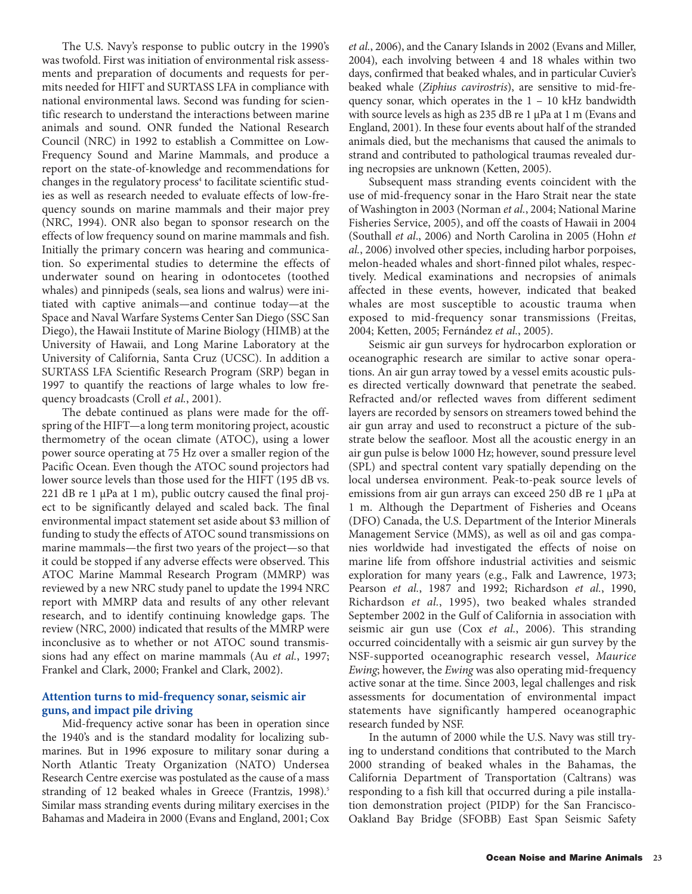The U.S. Navy's response to public outcry in the 1990's was twofold. First was initiation of environmental risk assessments and preparation of documents and requests for permits needed for HIFT and SURTASS LFA in compliance with national environmental laws. Second was funding for scientific research to understand the interactions between marine animals and sound. ONR funded the National Research Council (NRC) in 1992 to establish a Committee on Low-Frequency Sound and Marine Mammals, and produce a report on the state-of-knowledge and recommendations for changes in the regulatory process[4] to facilitate scientific studies as well as research needed to evaluate effects of low-frequency sounds on marine mammals and their major prey (NRC, 1994). ONR also began to sponsor research on the effects of low frequency sound on marine mammals and fish. Initially the primary concern was hearing and communication. So experimental studies to determine the effects of underwater sound on hearing in odontocetes (toothed whales) and pinnipeds (seals, sea lions and walrus) were initiated with captive animals—and continue today—at the Space and Naval Warfare Systems Center San Diego (SSC San Diego), the Hawaii Institute of Marine Biology (HIMB) at the University of Hawaii, and Long Marine Laboratory at the University of California, Santa Cruz (UCSC). In addition a SURTASS LFA Scientific Research Program (SRP) began in 1997 to quantify the reactions of large whales to low frequency broadcasts (Croll *et al.*, 2001).

The debate continued as plans were made for the offspring of the HIFT—a long term monitoring project, acoustic thermometry of the ocean climate (ATOC), using a lower power source operating at 75 Hz over a smaller region of the Pacific Ocean. Even though the ATOC sound projectors had lower source levels than those used for the HIFT (195 dB vs. 221 dB re 1 μPa at 1 m), public outcry caused the final project to be significantly delayed and scaled back. The final environmental impact statement set aside about $3 million of funding to study the effects of ATOC sound transmissions on marine mammals—the first two years of the project—so that it could be stopped if any adverse effects were observed. This ATOC Marine Mammal Research Program (MMRP) was reviewed by a new NRC study panel to update the 1994 NRC report with MMRP data and results of any other relevant research, and to identify continuing knowledge gaps. The review (NRC, 2000) indicated that results of the MMRP were inconclusive as to whether or not ATOC sound transmissions had any effect on marine mammals (Au *et al.*, 1997; Frankel and Clark, 2000; Frankel and Clark, 2002).

## Attention turns to mid-frequency sonar, seismic air guns, and impact pile driving

Mid-frequency active sonar has been in operation since the 1940's and is the standard modality for localizing submarines. But in 1996 exposure to military sonar during a North Atlantic Treaty Organization (NATO) Undersea Research Centre exercise was postulated as the cause of a mass stranding of 12 beaked whales in Greece (Frantzis, 1998).[5] Similar mass stranding events during military exercises in the Bahamas and Madeira in 2000 (Evans and England, 2001; Cox *et al.*, 2006), and the Canary Islands in 2002 (Evans and Miller, 2004), each involving between 4 and 18 whales within two days, confirmed that beaked whales, and in particular Cuvier's beaked whale (*Ziphius cavirostris*), are sensitive to mid-frequency sonar, which operates in the 1 – 10 kHz bandwidth with source levels as high as 235 dB re 1 μPa at 1 m (Evans and England, 2001). In these four events about half of the stranded animals died, but the mechanisms that caused the animals to strand and contributed to pathological traumas revealed during necropsies are unknown (Ketten, 2005).

Subsequent mass stranding events coincident with the use of mid-frequency sonar in the Haro Strait near the state of Washington in 2003 (Norman *et al.*, 2004; National Marine Fisheries Service, 2005), and off the coasts of Hawaii in 2004 (Southall *et al*., 2006) and North Carolina in 2005 (Hohn *et al.*, 2006) involved other species, including harbor porpoises, melon-headed whales and short-finned pilot whales, respectively. Medical examinations and necropsies of animals affected in these events, however, indicated that beaked whales are most susceptible to acoustic trauma when exposed to mid-frequency sonar transmissions (Freitas, 2004; Ketten, 2005; Fernández *et al.*, 2005).

Seismic air gun surveys for hydrocarbon exploration or oceanographic research are similar to active sonar operations. An air gun array towed by a vessel emits acoustic pulses directed vertically downward that penetrate the seabed. Refracted and/or reflected waves from different sediment layers are recorded by sensors on streamers towed behind the air gun array and used to reconstruct a picture of the substrate below the seafloor. Most all the acoustic energy in an air gun pulse is below 1000 Hz; however, sound pressure level (SPL) and spectral content vary spatially depending on the local undersea environment. Peak-to-peak source levels of emissions from air gun arrays can exceed 250 dB re 1 μPa at 1 m. Although the Department of Fisheries and Oceans (DFO) Canada, the U.S. Department of the Interior Minerals Management Service (MMS), as well as oil and gas companies worldwide had investigated the effects of noise on marine life from offshore industrial activities and seismic exploration for many years (e.g., Falk and Lawrence, 1973; Pearson *et al.*, 1987 and 1992; Richardson *et al.*, 1990, Richardson *et al.*, 1995), two beaked whales stranded September 2002 in the Gulf of California in association with seismic air gun use (Cox *et al.*, 2006). This stranding occurred coincidentally with a seismic air gun survey by the NSF-supported oceanographic research vessel, *Maurice Ewing*; however, the *Ewing* was also operating mid-frequency active sonar at the time. Since 2003, legal challenges and risk assessments for documentation of environmental impact statements have significantly hampered oceanographic research funded by NSF.

In the autumn of 2000 while the U.S. Navy was still trying to understand conditions that contributed to the March 2000 stranding of beaked whales in the Bahamas, the California Department of Transportation (Caltrans) was responding to a fish kill that occurred during a pile installation demonstration project (PIDP) for the San Francisco-Oakland Bay Bridge (SFOBB) East Span Seismic Safety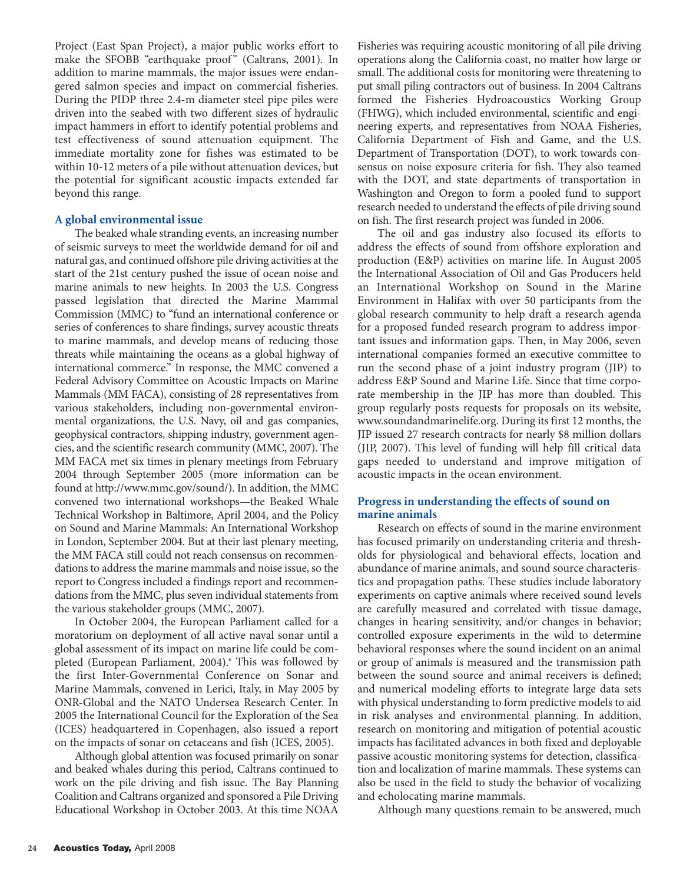Project (East Span Project), a major public works effort to make the SFOBB "earthquake proof" (Caltrans, 2001). In addition to marine mammals, the major issues were endangered salmon species and impact on commercial fisheries. During the PIDP three 2.4-m diameter steel pipe piles were driven into the seabed with two different sizes of hydraulic impact hammers in effort to identify potential problems and test effectiveness of sound attenuation equipment. The immediate mortality zone for fishes was estimated to be within 10-12 meters of a pile without attenuation devices, but the potential for significant acoustic impacts extended far beyond this range.

## A global environmental issue

The beaked whale stranding events, an increasing number of seismic surveys to meet the worldwide demand for oil and natural gas, and continued offshore pile driving activities at the start of the 21st century pushed the issue of ocean noise and marine animals to new heights. In 2003 the U.S. Congress passed legislation that directed the Marine Mammal Commission (MMC) to "fund an international conference or series of conferences to share findings, survey acoustic threats to marine mammals, and develop means of reducing those threats while maintaining the oceans as a global highway of international commerce." In response, the MMC convened a Federal Advisory Committee on Acoustic Impacts on Marine Mammals (MM FACA), consisting of 28 representatives from various stakeholders, including non-governmental environmental organizations, the U.S. Navy, oil and gas companies, geophysical contractors, shipping industry, government agencies, and the scientific research community (MMC, 2007). The MM FACA met six times in plenary meetings from February 2004 through September 2005 (more information can be found at http://www.mmc.gov/sound/). In addition, the MMC convened two international workshops—the Beaked Whale Technical Workshop in Baltimore, April 2004, and the Policy on Sound and Marine Mammals: An International Workshop in London, September 2004. But at their last plenary meeting, the MM FACA still could not reach consensus on recommendations to address the marine mammals and noise issue, so the report to Congress included a findings report and recommendations from the MMC, plus seven individual statements from the various stakeholder groups (MMC, 2007).

In October 2004, the European Parliament called for a moratorium on deployment of all active naval sonar until a global assessment of its impact on marine life could be completed (European Parliament, 2004).[6] This was followed by the first Inter-Governmental Conference on Sonar and Marine Mammals, convened in Lerici, Italy, in May 2005 by ONR-Global and the NATO Undersea Research Center. In 2005 the International Council for the Exploration of the Sea (ICES) headquartered in Copenhagen, also issued a report on the impacts of sonar on cetaceans and fish (ICES, 2005).

Although global attention was focused primarily on sonar and beaked whales during this period, Caltrans continued to work on the pile driving and fish issue. The Bay Planning Coalition and Caltrans organized and sponsored a Pile Driving Educational Workshop in October 2003. At this time NOAA Fisheries was requiring acoustic monitoring of all pile driving operations along the California coast, no matter how large or small. The additional costs for monitoring were threatening to put small piling contractors out of business. In 2004 Caltrans formed the Fisheries Hydroacoustics Working Group (FHWG), which included environmental, scientific and engineering experts, and representatives from NOAA Fisheries, California Department of Fish and Game, and the U.S. Department of Transportation (DOT), to work towards consensus on noise exposure criteria for fish. They also teamed with the DOT, and state departments of transportation in Washington and Oregon to form a pooled fund to support research needed to understand the effects of pile driving sound on fish. The first research project was funded in 2006.

The oil and gas industry also focused its efforts to address the effects of sound from offshore exploration and production (E&P) activities on marine life. In August 2005 the International Association of Oil and Gas Producers held an International Workshop on Sound in the Marine Environment in Halifax with over 50 participants from the global research community to help draft a research agenda for a proposed funded research program to address important issues and information gaps. Then, in May 2006, seven international companies formed an executive committee to run the second phase of a joint industry program (JIP) to address E&P Sound and Marine Life. Since that time corporate membership in the JIP has more than doubled. This group regularly posts requests for proposals on its website, www.soundandmarinelife.org. During its first 12 months, the JIP issued 27 research contracts for nearly $8 million dollars (JIP, 2007). This level of funding will help fill critical data gaps needed to understand and improve mitigation of acoustic impacts in the ocean environment.

## Progress in understanding the effects of sound on marine animals

Research on effects of sound in the marine environment has focused primarily on understanding criteria and thresholds for physiological and behavioral effects, location and abundance of marine animals, and sound source characteristics and propagation paths. These studies include laboratory experiments on captive animals where received sound levels are carefully measured and correlated with tissue damage, changes in hearing sensitivity, and/or changes in behavior; controlled exposure experiments in the wild to determine behavioral responses where the sound incident on an animal or group of animals is measured and the transmission path between the sound source and animal receivers is defined; and numerical modeling efforts to integrate large data sets with physical understanding to form predictive models to aid in risk analyses and environmental planning. In addition, research on monitoring and mitigation of potential acoustic impacts has facilitated advances in both fixed and deployable passive acoustic monitoring systems for detection, classification and localization of marine mammals. These systems can also be used in the field to study the behavior of vocalizing and echolocating marine mammals.

Although many questions remain to be answered, much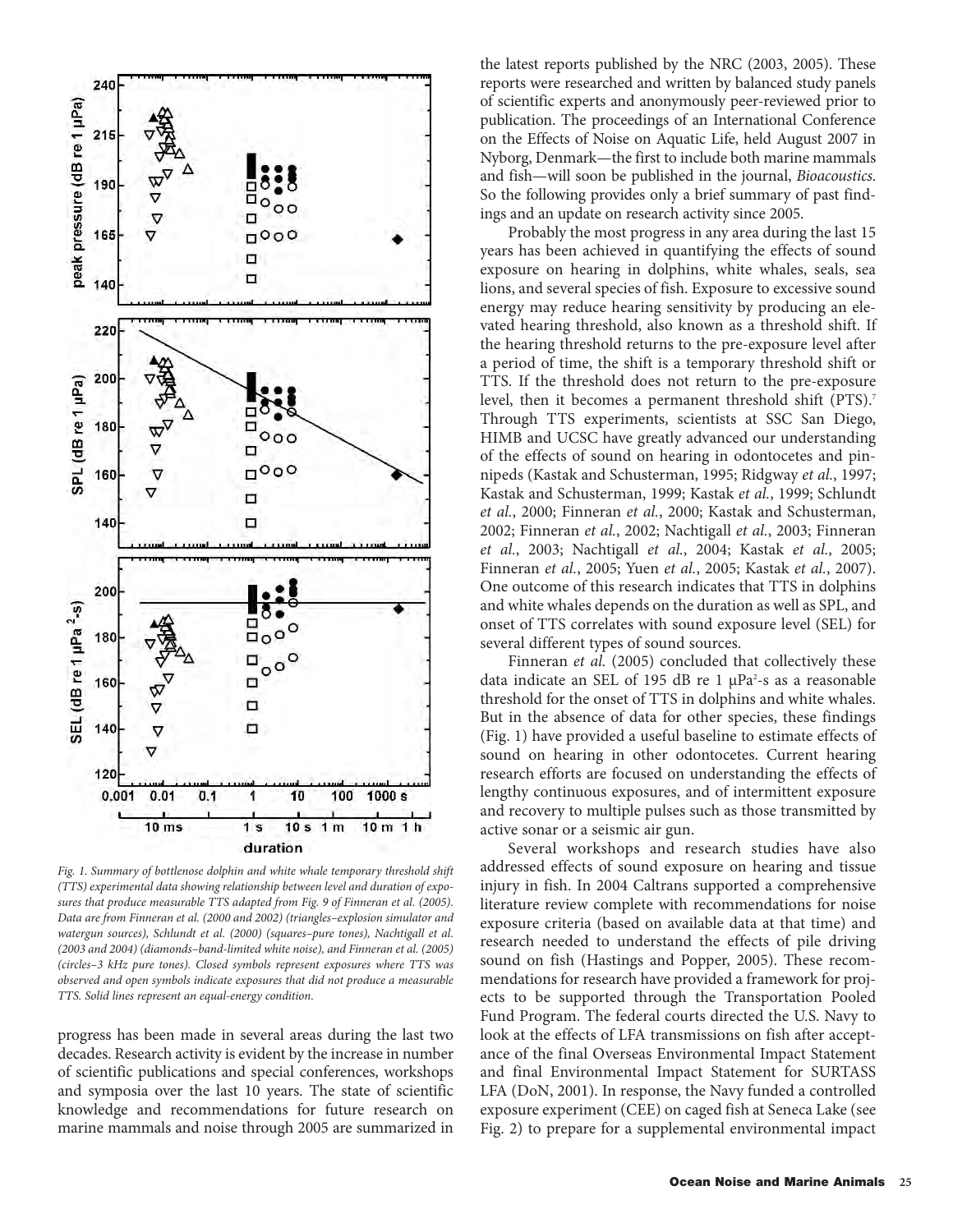*Fig. 1. Summary of bottlenose dolphin and white whale temporary threshold shift (TTS) experimental data showing relationship between level and duration of exposures that produce measurable TTS adapted from Fig. 9 of Finneran et al. (2005). Data are from Finneran et al. (2000 and 2002) (triangles–explosion simulator and watergun sources), Schlundt et al. (2000) (squares–pure tones), Nachtigall et al. (2003 and 2004) (diamonds–band-limited white noise), and Finneran et al. (2005) (circles–3 kHz pure tones). Closed symbols represent exposures where TTS was observed and open symbols indicate exposures that did not produce a measurable TTS. Solid lines represent an equal-energy condition.*

progress has been made in several areas during the last two decades. Research activity is evident by the increase in number of scientific publications and special conferences, workshops and symposia over the last 10 years. The state of scientific knowledge and recommendations for future research on marine mammals and noise through 2005 are summarized in the latest reports published by the NRC (2003, 2005). These reports were researched and written by balanced study panels of scientific experts and anonymously peer-reviewed prior to publication. The proceedings of an International Conference on the Effects of Noise on Aquatic Life, held August 2007 in Nyborg, Denmark—the first to include both marine mammals and fish—will soon be published in the journal, *Bioacoustics*. So the following provides only a brief summary of past findings and an update on research activity since 2005.

Probably the most progress in any area during the last 15 years has been achieved in quantifying the effects of sound exposure on hearing in dolphins, white whales, seals, sea lions, and several species of fish. Exposure to excessive sound energy may reduce hearing sensitivity by producing an elevated hearing threshold, also known as a threshold shift. If the hearing threshold returns to the pre-exposure level after a period of time, the shift is a temporary threshold shift or TTS. If the threshold does not return to the pre-exposure level, then it becomes a permanent threshold shift (PTS).[7] Through TTS experiments, scientists at SSC San Diego, HIMB and UCSC have greatly advanced our understanding of the effects of sound on hearing in odontocetes and pinnipeds (Kastak and Schusterman, 1995; Ridgway *et al.*, 1997; Kastak and Schusterman, 1999; Kastak *et al.*, 1999; Schlundt *et al.*, 2000; Finneran *et al.*, 2000; Kastak and Schusterman, 2002; Finneran *et al.*, 2002; Nachtigall *et al.*, 2003; Finneran *et al.*, 2003; Nachtigall *et al.*, 2004; Kastak *et al.*, 2005; Finneran *et al.*, 2005; Yuen *et al.*, 2005; Kastak *et al.*, 2007). One outcome of this research indicates that TTS in dolphins and white whales depends on the duration as well as SPL, and onset of TTS correlates with sound exposure level (SEL) for several different types of sound sources.

Finneran *et al.* (2005) concluded that collectively these data indicate an SEL of 195 dB re 1 μPa$^2$-s as a reasonable threshold for the onset of TTS in dolphins and white whales. But in the absence of data for other species, these findings (Fig. 1) have provided a useful baseline to estimate effects of sound on hearing in other odontocetes. Current hearing research efforts are focused on understanding the effects of lengthy continuous exposures, and of intermittent exposure and recovery to multiple pulses such as those transmitted by active sonar or a seismic air gun.

Several workshops and research studies have also addressed effects of sound exposure on hearing and tissue injury in fish. In 2004 Caltrans supported a comprehensive literature review complete with recommendations for noise exposure criteria (based on available data at that time) and research needed to understand the effects of pile driving sound on fish (Hastings and Popper, 2005). These recommendations for research have provided a framework for projects to be supported through the Transportation Pooled Fund Program. The federal courts directed the U.S. Navy to look at the effects of LFA transmissions on fish after acceptance of the final Overseas Environmental Impact Statement and final Environmental Impact Statement for SURTASS LFA (DoN, 2001). In response, the Navy funded a controlled exposure experiment (CEE) on caged fish at Seneca Lake (see Fig. 2) to prepare for a supplemental environmental impact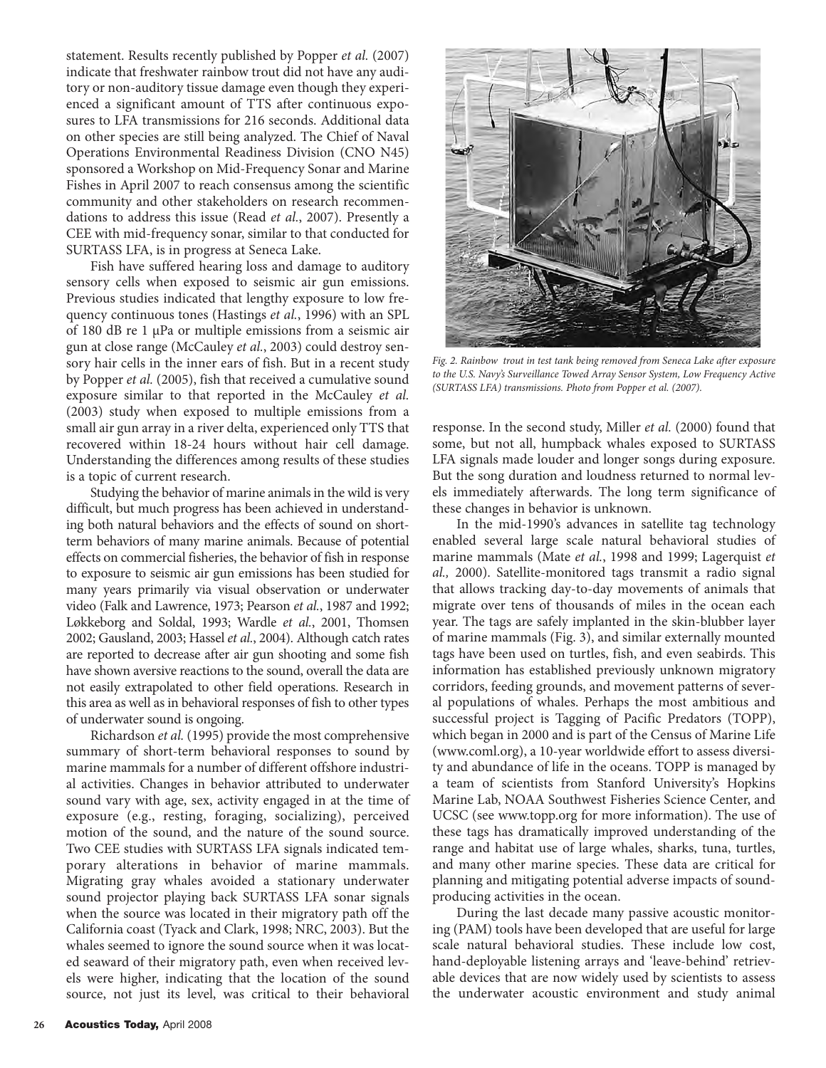statement. Results recently published by Popper *et al.* (2007) indicate that freshwater rainbow trout did not have any auditory or non-auditory tissue damage even though they experienced a significant amount of TTS after continuous exposures to LFA transmissions for 216 seconds. Additional data on other species are still being analyzed. The Chief of Naval Operations Environmental Readiness Division (CNO N45) sponsored a Workshop on Mid-Frequency Sonar and Marine Fishes in April 2007 to reach consensus among the scientific community and other stakeholders on research recommendations to address this issue (Read *et al.*, 2007). Presently a CEE with mid-frequency sonar, similar to that conducted for SURTASS LFA, is in progress at Seneca Lake.

Fish have suffered hearing loss and damage to auditory sensory cells when exposed to seismic air gun emissions. Previous studies indicated that lengthy exposure to low frequency continuous tones (Hastings *et al.*, 1996) with an SPL of 180 dB re 1 μPa or multiple emissions from a seismic air gun at close range (McCauley *et al.*, 2003) could destroy sensory hair cells in the inner ears of fish. But in a recent study by Popper *et al.* (2005), fish that received a cumulative sound exposure similar to that reported in the McCauley *et al.* (2003) study when exposed to multiple emissions from a small air gun array in a river delta, experienced only TTS that recovered within 18-24 hours without hair cell damage. Understanding the differences among results of these studies is a topic of current research.

Studying the behavior of marine animals in the wild is very difficult, but much progress has been achieved in understanding both natural behaviors and the effects of sound on short-term behaviors of many marine animals. Because of potential effects on commercial fisheries, the behavior of fish in response to exposure to seismic air gun emissions has been studied for many years primarily via visual observation or underwater video (Falk and Lawrence, 1973; Pearson *et al.*, 1987 and 1992; Løkkeborg and Soldal, 1993; Wardle *et al.*, 2001, Thomsen 2002; Gausland, 2003; Hassel *et al.*, 2004). Although catch rates are reported to decrease after air gun shooting and some fish have shown aversive reactions to the sound, overall the data are not easily extrapolated to other field operations. Research in this area as well as in behavioral responses of fish to other types of underwater sound is ongoing.

Richardson *et al.* (1995) provide the most comprehensive summary of short-term behavioral responses to sound by marine mammals for a number of different offshore industrial activities. Changes in behavior attributed to underwater sound vary with age, sex, activity engaged in at the time of exposure (e.g., resting, foraging, socializing), perceived motion of the sound, and the nature of the sound source. Two CEE studies with SURTASS LFA signals indicated temporary alterations in behavior of marine mammals. Migrating gray whales avoided a stationary underwater sound projector playing back SURTASS LFA sonar signals when the source was located in their migratory path off the California coast (Tyack and Clark, 1998; NRC, 2003). But the whales seemed to ignore the sound source when it was located seaward of their migratory path, even when received levels were higher, indicating that the location of the sound source, not just its level, was critical to their behavioral response. In the second study, Miller *et al.* (2000) found that some, but not all, humpback whales exposed to SURTASS LFA signals made louder and longer songs during exposure. But the song duration and loudness returned to normal levels immediately afterwards. The long term significance of these changes in behavior is unknown.

*Fig. 2. Rainbow trout in test tank being removed from Seneca Lake after exposure to the U.S. Navy's Surveillance Towed Array Sensor System, Low Frequency Active (SURTASS LFA) transmissions. Photo from Popper et al. (2007).*

In the mid-1990's advances in satellite tag technology enabled several large scale natural behavioral studies of marine mammals (Mate *et al.*, 1998 and 1999; Lagerquist *et al.,* 2000). Satellite-monitored tags transmit a radio signal that allows tracking day-to-day movements of animals that migrate over tens of thousands of miles in the ocean each year. The tags are safely implanted in the skin-blubber layer of marine mammals (Fig. 3), and similar externally mounted tags have been used on turtles, fish, and even seabirds. This information has established previously unknown migratory corridors, feeding grounds, and movement patterns of several populations of whales. Perhaps the most ambitious and successful project is Tagging of Pacific Predators (TOPP), which began in 2000 and is part of the Census of Marine Life (www.coml.org), a 10-year worldwide effort to assess diversity and abundance of life in the oceans. TOPP is managed by a team of scientists from Stanford University's Hopkins Marine Lab, NOAA Southwest Fisheries Science Center, and UCSC (see www.topp.org for more information). The use of these tags has dramatically improved understanding of the range and habitat use of large whales, sharks, tuna, turtles, and many other marine species. These data are critical for planning and mitigating potential adverse impacts of sound-producing activities in the ocean.

During the last decade many passive acoustic monitoring (PAM) tools have been developed that are useful for large scale natural behavioral studies. These include low cost, hand-deployable listening arrays and 'leave-behind' retrievable devices that are now widely used by scientists to assess the underwater acoustic environment and study animal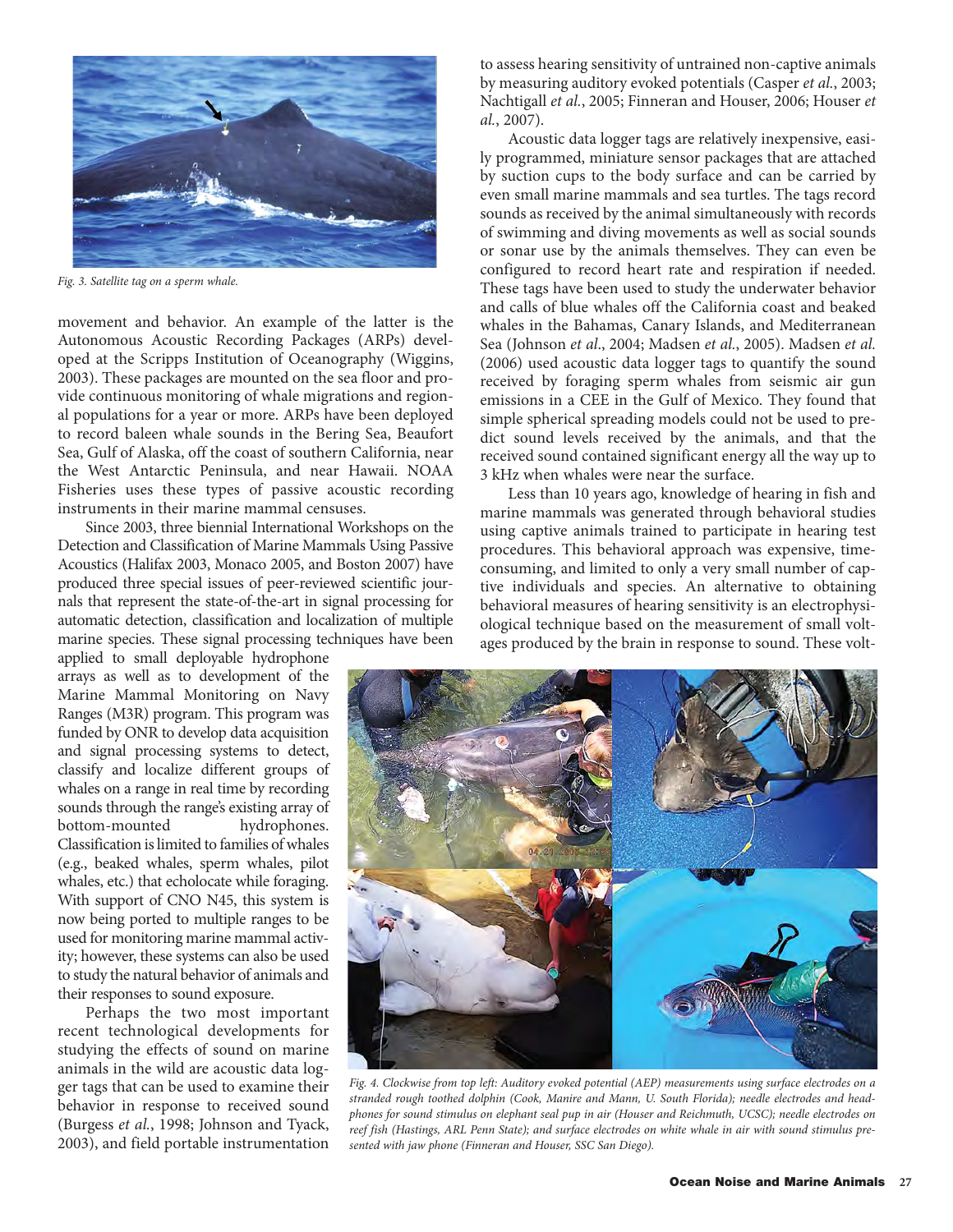Fig. 3. Satellite tag on a sperm whale.

movement and behavior. An example of the latter is the Autonomous Acoustic Recording Packages (ARPs) developed at the Scripps Institution of Oceanography (Wiggins, 2003). These packages are mounted on the sea floor and provide continuous monitoring of whale migrations and regional populations for a year or more. ARPs have been deployed to record baleen whale sounds in the Bering Sea, Beaufort Sea, Gulf of Alaska, off the coast of southern California, near the West Antarctic Peninsula, and near Hawaii. NOAA Fisheries uses these types of passive acoustic recording instruments in their marine mammal censuses.

Since 2003, three biennial International Workshops on the Detection and Classification of Marine Mammals Using Passive Acoustics (Halifax 2003, Monaco 2005, and Boston 2007) have produced three special issues of peer-reviewed scientific journals that represent the state-of-the-art in signal processing for automatic detection, classification and localization of multiple marine species. These signal processing techniques have been applied to small deployable hydrophone arrays as well as to development of the Marine Mammal Monitoring on Navy Ranges (M3R) program. This program was funded by ONR to develop data acquisition and signal processing systems to detect, classify and localize different groups of whales on a range in real time by recording sounds through the range's existing array of bottom-mounted hydrophones. Classification is limited to families of whales (e.g., beaked whales, sperm whales, pilot whales, etc.) that echolocate while foraging. With support of CNO N45, this system is now being ported to multiple ranges to be used for monitoring marine mammal activity; however, these systems can also be used to study the natural behavior of animals and their responses to sound exposure.

Perhaps the two most important recent technological developments for studying the effects of sound on marine animals in the wild are acoustic data logger tags that can be used to examine their behavior in response to received sound (Burgess *et al.*, 1998; Johnson and Tyack, 2003), and field portable instrumentation to assess hearing sensitivity of untrained non-captive animals by measuring auditory evoked potentials (Casper *et al.*, 2003; Nachtigall *et al.*, 2005; Finneran and Houser, 2006; Houser *et al.*, 2007).

Acoustic data logger tags are relatively inexpensive, easily programmed, miniature sensor packages that are attached by suction cups to the body surface and can be carried by even small marine mammals and sea turtles. The tags record sounds as received by the animal simultaneously with records of swimming and diving movements as well as social sounds or sonar use by the animals themselves. They can even be configured to record heart rate and respiration if needed. These tags have been used to study the underwater behavior and calls of blue whales off the California coast and beaked whales in the Bahamas, Canary Islands, and Mediterranean Sea (Johnson *et al*., 2004; Madsen *et al*., 2005). Madsen *et al.* (2006) used acoustic data logger tags to quantify the sound received by foraging sperm whales from seismic air gun emissions in a CEE in the Gulf of Mexico. They found that simple spherical spreading models could not be used to predict sound levels received by the animals, and that the received sound contained significant energy all the way up to 3 kHz when whales were near the surface.

Less than 10 years ago, knowledge of hearing in fish and marine mammals was generated through behavioral studies using captive animals trained to participate in hearing test procedures. This behavioral approach was expensive, time-consuming, and limited to only a very small number of captive individuals and species. An alternative to obtaining behavioral measures of hearing sensitivity is an electrophysiological technique based on the measurement of small voltages produced by the brain in response to sound. These volt-

Fig. 4. Clockwise from top left: Auditory evoked potential (AEP) measurements using surface electrodes on a stranded rough toothed dolphin (Cook, Manire and Mann, U. South Florida); needle electrodes and headphones for sound stimulus on elephant seal pup in air (Houser and Reichmuth, UCSC); needle electrodes on reef fish (Hastings, ARL Penn State); and surface electrodes on white whale in air with sound stimulus presented with jaw phone (Finneran and Houser, SSC San Diego).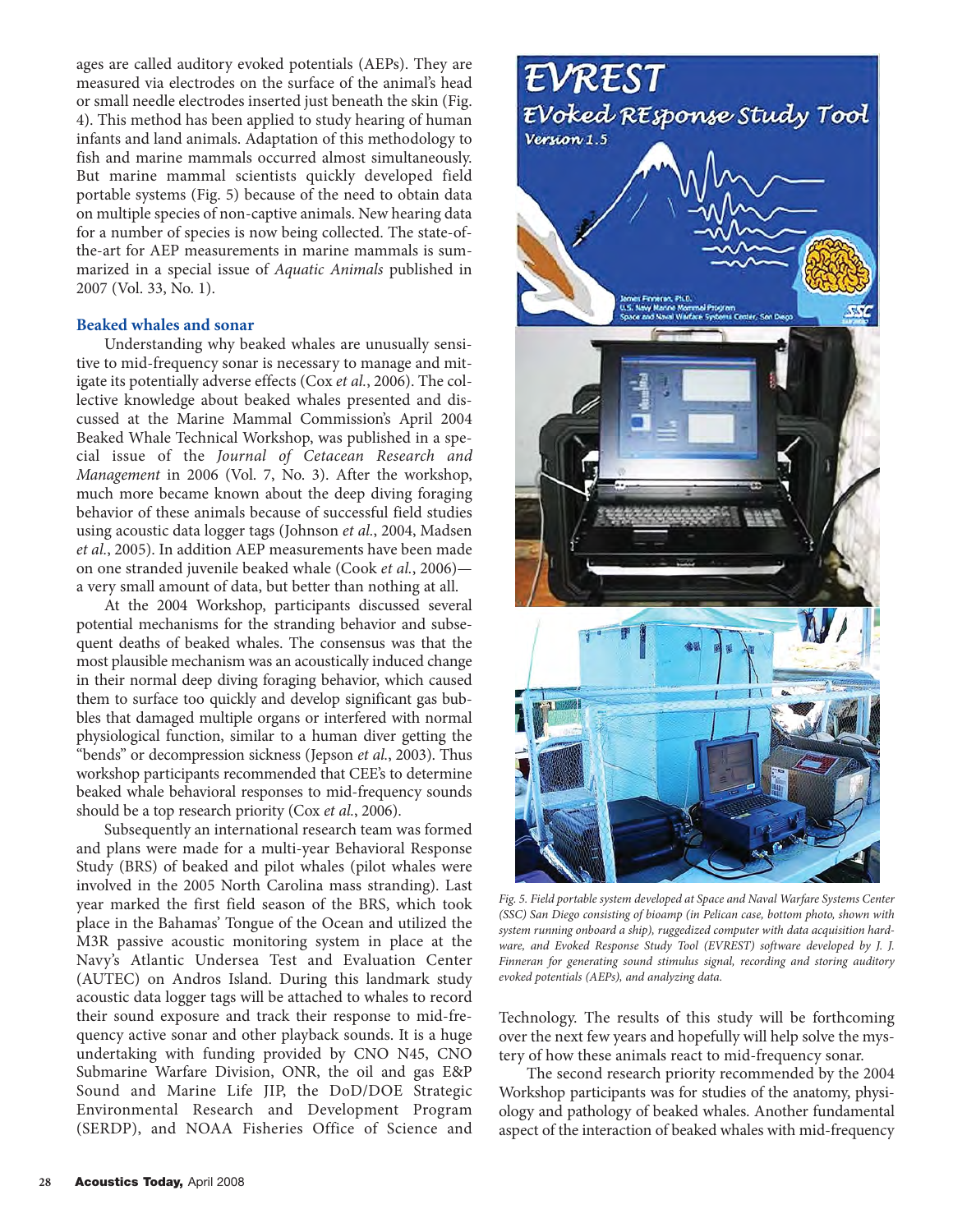ages are called auditory evoked potentials (AEPs). They are measured via electrodes on the surface of the animal's head or small needle electrodes inserted just beneath the skin (Fig. 4). This method has been applied to study hearing of human infants and land animals. Adaptation of this methodology to fish and marine mammals occurred almost simultaneously. But marine mammal scientists quickly developed field portable systems (Fig. 5) because of the need to obtain data on multiple species of non-captive animals. New hearing data for a number of species is now being collected. The state-of-the-art for AEP measurements in marine mammals is summarized in a special issue of *Aquatic Animals* published in 2007 (Vol. 33, No. 1).

### Beaked whales and sonar

Understanding why beaked whales are unusually sensitive to mid-frequency sonar is necessary to manage and mitigate its potentially adverse effects (Cox *et al.*, 2006). The collective knowledge about beaked whales presented and discussed at the Marine Mammal Commission's April 2004 Beaked Whale Technical Workshop, was published in a special issue of the *Journal of Cetacean Research and Management* in 2006 (Vol. 7, No. 3). After the workshop, much more became known about the deep diving foraging behavior of these animals because of successful field studies using acoustic data logger tags (Johnson *et al.*, 2004, Madsen *et al.*, 2005). In addition AEP measurements have been made on one stranded juvenile beaked whale (Cook *et al.*, 2006)—a very small amount of data, but better than nothing at all.

At the 2004 Workshop, participants discussed several potential mechanisms for the stranding behavior and subsequent deaths of beaked whales. The consensus was that the most plausible mechanism was an acoustically induced change in their normal deep diving foraging behavior, which caused them to surface too quickly and develop significant gas bubbles that damaged multiple organs or interfered with normal physiological function, similar to a human diver getting the "bends" or decompression sickness (Jepson *et al.*, 2003). Thus workshop participants recommended that CEE's to determine beaked whale behavioral responses to mid-frequency sounds should be a top research priority (Cox *et al.*, 2006).

Subsequently an international research team was formed and plans were made for a multi-year Behavioral Response Study (BRS) of beaked and pilot whales (pilot whales were involved in the 2005 North Carolina mass stranding). Last year marked the first field season of the BRS, which took place in the Bahamas' Tongue of the Ocean and utilized the M3R passive acoustic monitoring system in place at the Navy's Atlantic Undersea Test and Evaluation Center (AUTEC) on Andros Island. During this landmark study acoustic data logger tags will be attached to whales to record their sound exposure and track their response to mid-frequency active sonar and other playback sounds. It is a huge undertaking with funding provided by CNO N45, CNO Submarine Warfare Division, ONR, the oil and gas E&P Sound and Marine Life JIP, the DoD/DOE Strategic Environmental Research and Development Program (SERDP), and NOAA Fisheries Office of Science and Technology. The results of this study will be forthcoming over the next few years and hopefully will help solve the mystery of how these animals react to mid-frequency sonar.

*Fig. 5. Field portable system developed at Space and Naval Warfare Systems Center (SSC) San Diego consisting of bioamp (in Pelican case, bottom photo, shown with system running onboard a ship), ruggedized computer with data acquisition hardware, and Evoked Response Study Tool (EVREST) software developed by J. J. Finneran for generating sound stimulus signal, recording and storing auditory evoked potentials (AEPs), and analyzing data.*

The second research priority recommended by the 2004 Workshop participants was for studies of the anatomy, physiology and pathology of beaked whales. Another fundamental aspect of the interaction of beaked whales with mid-frequency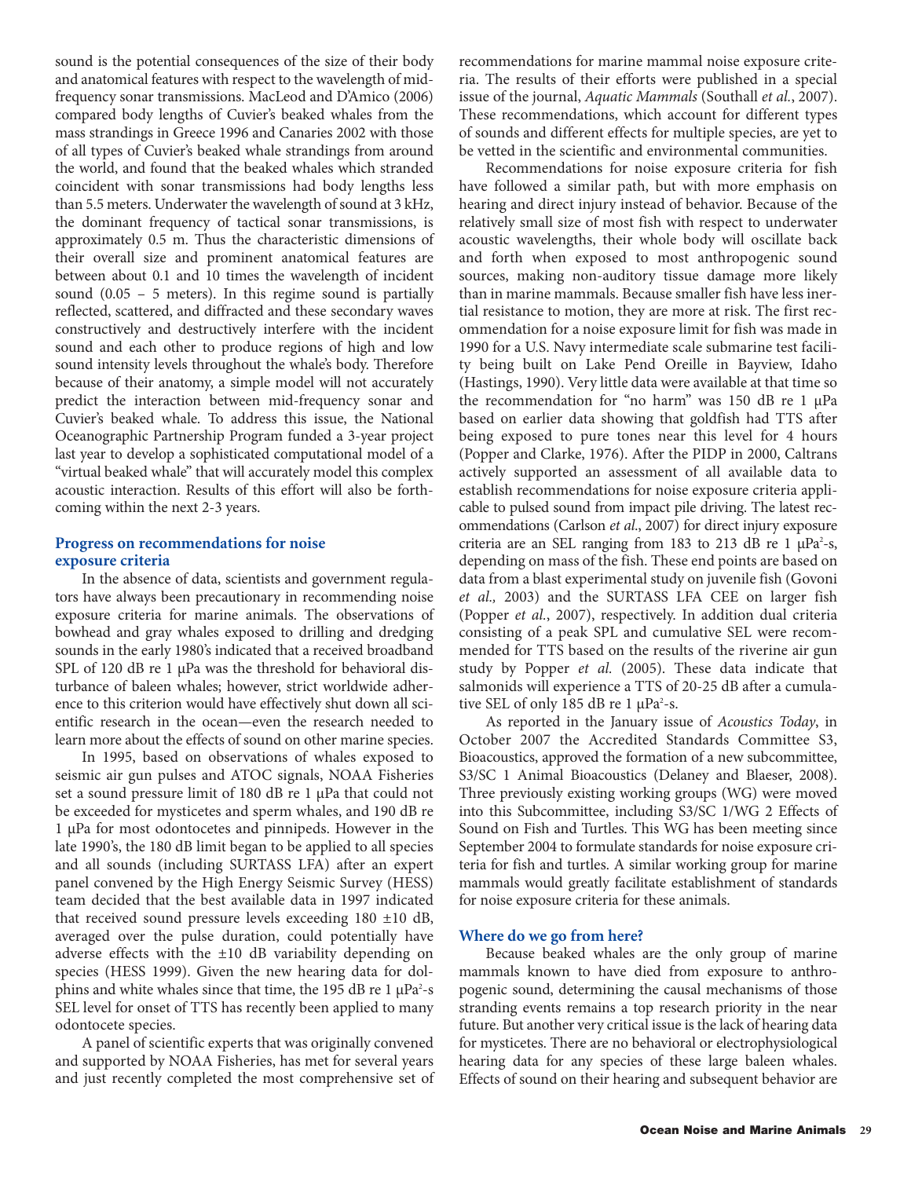sound is the potential consequences of the size of their body and anatomical features with respect to the wavelength of mid-frequency sonar transmissions. MacLeod and D'Amico (2006) compared body lengths of Cuvier's beaked whales from the mass strandings in Greece 1996 and Canaries 2002 with those of all types of Cuvier's beaked whale strandings from around the world, and found that the beaked whales which stranded coincident with sonar transmissions had body lengths less than 5.5 meters. Underwater the wavelength of sound at 3 kHz, the dominant frequency of tactical sonar transmissions, is approximately 0.5 m. Thus the characteristic dimensions of their overall size and prominent anatomical features are between about 0.1 and 10 times the wavelength of incident sound (0.05 – 5 meters). In this regime sound is partially reflected, scattered, and diffracted and these secondary waves constructively and destructively interfere with the incident sound and each other to produce regions of high and low sound intensity levels throughout the whale's body. Therefore because of their anatomy, a simple model will not accurately predict the interaction between mid-frequency sonar and Cuvier's beaked whale. To address this issue, the National Oceanographic Partnership Program funded a 3-year project last year to develop a sophisticated computational model of a "virtual beaked whale" that will accurately model this complex acoustic interaction. Results of this effort will also be forthcoming within the next 2-3 years.

## Progress on recommendations for noise exposure criteria

In the absence of data, scientists and government regulators have always been precautionary in recommending noise exposure criteria for marine animals. The observations of bowhead and gray whales exposed to drilling and dredging sounds in the early 1980's indicated that a received broadband SPL of 120 dB re 1 µPa was the threshold for behavioral disturbance of baleen whales; however, strict worldwide adherence to this criterion would have effectively shut down all scientific research in the ocean—even the research needed to learn more about the effects of sound on other marine species.

In 1995, based on observations of whales exposed to seismic air gun pulses and ATOC signals, NOAA Fisheries set a sound pressure limit of 180 dB re 1 µPa that could not be exceeded for mysticetes and sperm whales, and 190 dB re 1 µPa for most odontocetes and pinnipeds. However in the late 1990's, the 180 dB limit began to be applied to all species and all sounds (including SURTASS LFA) after an expert panel convened by the High Energy Seismic Survey (HESS) team decided that the best available data in 1997 indicated that received sound pressure levels exceeding 180 ±10 dB, averaged over the pulse duration, could potentially have adverse effects with the ±10 dB variability depending on species (HESS 1999). Given the new hearing data for dolphins and white whales since that time, the 195 dB re 1 µPa$^2$-s SEL level for onset of TTS has recently been applied to many odontocete species.

A panel of scientific experts that was originally convened and supported by NOAA Fisheries, has met for several years and just recently completed the most comprehensive set of recommendations for marine mammal noise exposure criteria. The results of their efforts were published in a special issue of the journal, *Aquatic Mammals* (Southall *et al.*, 2007). These recommendations, which account for different types of sounds and different effects for multiple species, are yet to be vetted in the scientific and environmental communities.

Recommendations for noise exposure criteria for fish have followed a similar path, but with more emphasis on hearing and direct injury instead of behavior. Because of the relatively small size of most fish with respect to underwater acoustic wavelengths, their whole body will oscillate back and forth when exposed to most anthropogenic sound sources, making non-auditory tissue damage more likely than in marine mammals. Because smaller fish have less inertial resistance to motion, they are more at risk. The first recommendation for a noise exposure limit for fish was made in 1990 for a U.S. Navy intermediate scale submarine test facility being built on Lake Pend Oreille in Bayview, Idaho (Hastings, 1990). Very little data were available at that time so the recommendation for "no harm" was 150 dB re 1 µPa based on earlier data showing that goldfish had TTS after being exposed to pure tones near this level for 4 hours (Popper and Clarke, 1976). After the PIDP in 2000, Caltrans actively supported an assessment of all available data to establish recommendations for noise exposure criteria applicable to pulsed sound from impact pile driving. The latest recommendations (Carlson *et al.*, 2007) for direct injury exposure criteria are an SEL ranging from 183 to 213 dB re 1 µPa$^2$-s, depending on mass of the fish. These end points are based on data from a blast experimental study on juvenile fish (Govoni *et al.,* 2003) and the SURTASS LFA CEE on larger fish (Popper *et al.*, 2007), respectively. In addition dual criteria consisting of a peak SPL and cumulative SEL were recommended for TTS based on the results of the riverine air gun study by Popper *et al.* (2005). These data indicate that salmonids will experience a TTS of 20-25 dB after a cumulative SEL of only 185 dB re 1 µPa$^2$-s.

As reported in the January issue of *Acoustics Today*, in October 2007 the Accredited Standards Committee S3, Bioacoustics, approved the formation of a new subcommittee, S3/SC 1 Animal Bioacoustics (Delaney and Blaeser, 2008). Three previously existing working groups (WG) were moved into this Subcommittee, including S3/SC 1/WG 2 Effects of Sound on Fish and Turtles. This WG has been meeting since September 2004 to formulate standards for noise exposure criteria for fish and turtles. A similar working group for marine mammals would greatly facilitate establishment of standards for noise exposure criteria for these animals.

## Where do we go from here?

Because beaked whales are the only group of marine mammals known to have died from exposure to anthropogenic sound, determining the causal mechanisms of those stranding events remains a top research priority in the near future. But another very critical issue is the lack of hearing data for mysticetes. There are no behavioral or electrophysiological hearing data for any species of these large baleen whales. Effects of sound on their hearing and subsequent behavior are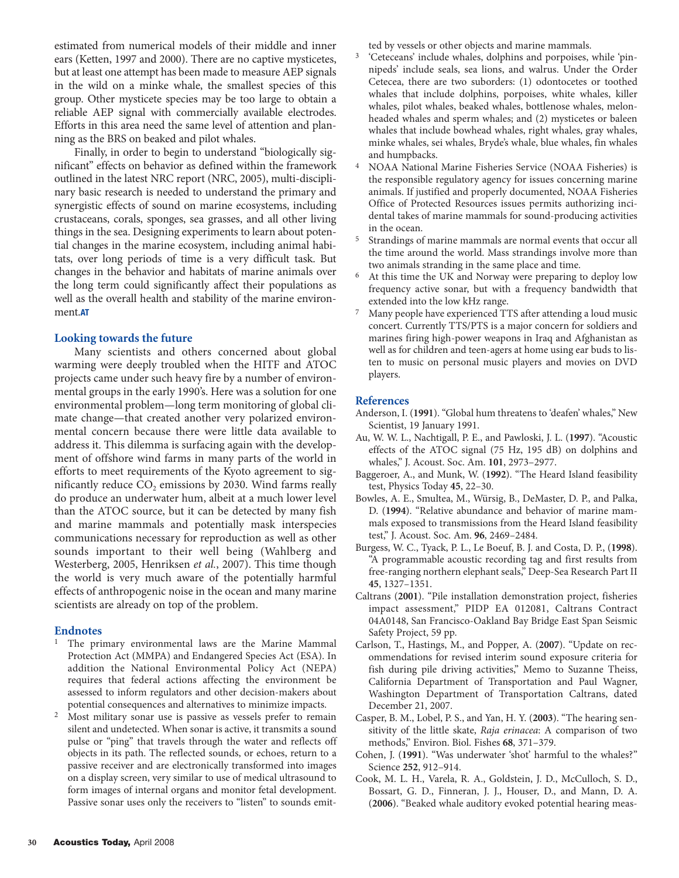estimated from numerical models of their middle and inner ears (Ketten, 1997 and 2000). There are no captive mysticetes, but at least one attempt has been made to measure AEP signals in the wild on a minke whale, the smallest species of this group. Other mysticete species may be too large to obtain a reliable AEP signal with commercially available electrodes. Efforts in this area need the same level of attention and planning as the BRS on beaked and pilot whales.

Finally, in order to begin to understand "biologically significant" effects on behavior as defined within the framework outlined in the latest NRC report (NRC, 2005), multi-disciplinary basic research is needed to understand the primary and synergistic effects of sound on marine ecosystems, including crustaceans, corals, sponges, sea grasses, and all other living things in the sea. Designing experiments to learn about potential changes in the marine ecosystem, including animal habitats, over long periods of time is a very difficult task. But changes in the behavior and habitats of marine animals over the long term could significantly affect their populations as well as the overall health and stability of the marine environment.**AT**

## Looking towards the future

Many scientists and others concerned about global warming were deeply troubled when the HITF and ATOC projects came under such heavy fire by a number of environmental groups in the early 1990's. Here was a solution for one environmental problem—long term monitoring of global climate change—that created another very polarized environmental concern because there were little data available to address it. This dilemma is surfacing again with the development of offshore wind farms in many parts of the world in efforts to meet requirements of the Kyoto agreement to significantly reduce $CO_2$ emissions by 2030. Wind farms really do produce an underwater hum, albeit at a much lower level than the ATOC source, but it can be detected by many fish and marine mammals and potentially mask interspecies communications necessary for reproduction as well as other sounds important to their well being (Wahlberg and Westerberg, 2005, Henriksen *et al.*, 2007). This time though the world is very much aware of the potentially harmful effects of anthropogenic noise in the ocean and many marine scientists are already on top of the problem.

## Endnotes

1. The primary environmental laws are the Marine Mammal Protection Act (MMPA) and Endangered Species Act (ESA). In addition the National Environmental Policy Act (NEPA) requires that federal actions affecting the environment be assessed to inform regulators and other decision-makers about potential consequences and alternatives to minimize impacts.
2. Most military sonar use is passive as vessels prefer to remain silent and undetected. When sonar is active, it transmits a sound pulse or "ping" that travels through the water and reflects off objects in its path. The reflected sounds, or echoes, return to a passive receiver and are electronically transformed into images on a display screen, very similar to use of medical ultrasound to form images of internal organs and monitor fetal development. Passive sonar uses only the receivers to "listen" to sounds emitted by vessels or other objects and marine mammals.
3. 'Ceteceans' include whales, dolphins and porpoises, while 'pinnipeds' include seals, sea lions, and walrus. Under the Order Cetecea, there are two suborders: (1) odontocetes or toothed whales that include dolphins, porpoises, white whales, killer whales, pilot whales, beaked whales, bottlenose whales, melon-headed whales and sperm whales; and (2) mysticetes or baleen whales that include bowhead whales, right whales, gray whales, minke whales, sei whales, Bryde's whale, blue whales, fin whales and humpbacks.
4. NOAA National Marine Fisheries Service (NOAA Fisheries) is the responsible regulatory agency for issues concerning marine animals. If justified and properly documented, NOAA Fisheries Office of Protected Resources issues permits authorizing incidental takes of marine mammals for sound-producing activities in the ocean.
5. Strandings of marine mammals are normal events that occur all the time around the world. Mass strandings involve more than two animals stranding in the same place and time.
6. At this time the UK and Norway were preparing to deploy low frequency active sonar, but with a frequency bandwidth that extended into the low kHz range.
7. Many people have experienced TTS after attending a loud music concert. Currently TTS/PTS is a major concern for soldiers and marines firing high-power weapons in Iraq and Afghanistan as well as for children and teen-agers at home using ear buds to listen to music on personal music players and movies on DVD players.

## References

Anderson, I. (**1991**). "Global hum threatens to 'deafen' whales," New Scientist, 19 January 1991.

Au, W. W. L., Nachtigall, P. E., and Pawloski, J. L. (**1997**). "Acoustic effects of the ATOC signal (75 Hz, 195 dB) on dolphins and whales," J. Acoust. Soc. Am. **101**, 2973–2977.

Baggeroer, A., and Munk, W. (**1992**). "The Heard Island feasibility test, Physics Today **45**, 22–30.

Bowles, A. E., Smultea, M., Würsig, B., DeMaster, D. P., and Palka, D. (**1994**). "Relative abundance and behavior of marine mammals exposed to transmissions from the Heard Island feasibility test," J. Acoust. Soc. Am. **96**, 2469–2484.

Burgess, W. C., Tyack, P. L., Le Boeuf, B. J. and Costa, D. P., (**1998**). "A programmable acoustic recording tag and first results from free-ranging northern elephant seals," Deep-Sea Research Part II **45**, 1327–1351.

Caltrans (**2001**). "Pile installation demonstration project, fisheries impact assessment," PIDP EA 012081, Caltrans Contract 04A0148, San Francisco-Oakland Bay Bridge East Span Seismic Safety Project, 59 pp.

Carlson, T., Hastings, M., and Popper, A. (**2007**). "Update on recommendations for revised interim sound exposure criteria for fish during pile driving activities," Memo to Suzanne Theiss, California Department of Transportation and Paul Wagner, Washington Department of Transportation Caltrans, dated December 21, 2007.

Casper, B. M., Lobel, P. S., and Yan, H. Y. (**2003**). "The hearing sensitivity of the little skate, *Raja erinacea*: A comparison of two methods," Environ. Biol. Fishes **68**, 371–379.

Cohen, J. (**1991**). "Was underwater 'shot' harmful to the whales?" Science **252**, 912–914.

Cook, M. L. H., Varela, R. A., Goldstein, J. D., McCulloch, S. D., Bossart, G. D., Finneran, J. J., Houser, D., and Mann, D. A. (**2006**). "Beaked whale auditory evoked potential hearing meas-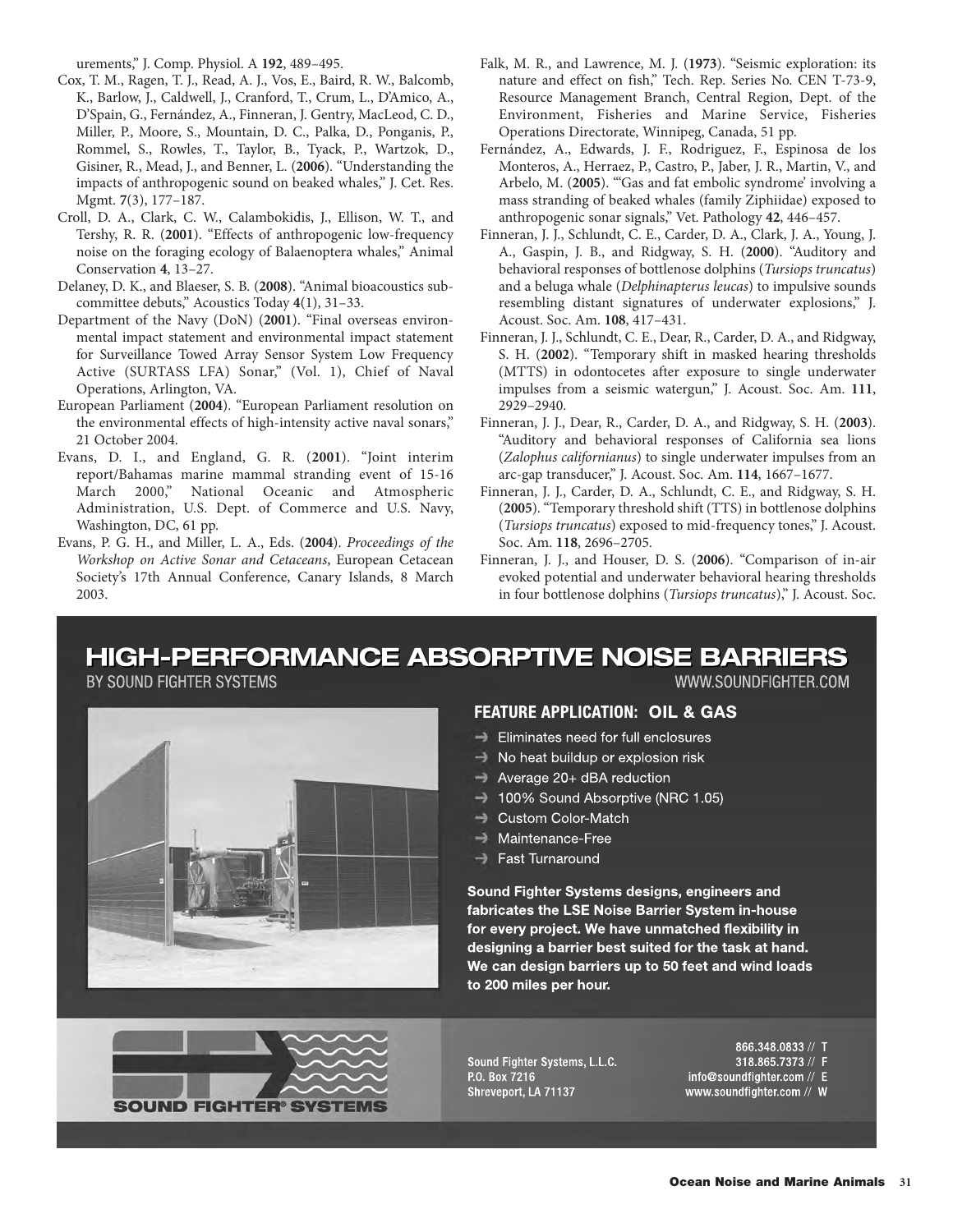urements," J. Comp. Physiol. A **192**, 489–495.

Cox, T. M., Ragen, T. J., Read, A. J., Vos, E., Baird, R. W., Balcomb, K., Barlow, J., Caldwell, J., Cranford, T., Crum, L., D'Amico, A., D'Spain, G., Fernández, A., Finneran, J. Gentry, MacLeod, C. D., Miller, P., Moore, S., Mountain, D. C., Palka, D., Ponganis, P., Rommel, S., Rowles, T., Taylor, B., Tyack, P., Wartzok, D., Gisiner, R., Mead, J., and Benner, L. (**2006**). "Understanding the impacts of anthropogenic sound on beaked whales," J. Cet. Res. Mgmt. **7**(3), 177–187.

Croll, D. A., Clark, C. W., Calambokidis, J., Ellison, W. T., and Tershy, R. R. (**2001**). "Effects of anthropogenic low-frequency noise on the foraging ecology of Balaenoptera whales," Animal Conservation **4**, 13–27.

Delaney, D. K., and Blaeser, S. B. (**2008**). "Animal bioacoustics subcommittee debuts," Acoustics Today **4**(1), 31–33.

Department of the Navy (DoN) (**2001**). "Final overseas environmental impact statement and environmental impact statement for Surveillance Towed Array Sensor System Low Frequency Active (SURTASS LFA) Sonar," (Vol. 1), Chief of Naval Operations, Arlington, VA.

European Parliament (**2004**). "European Parliament resolution on the environmental effects of high-intensity active naval sonars," 21 October 2004.

Evans, D. I., and England, G. R. (**2001**). "Joint interim report/Bahamas marine mammal stranding event of 15-16 March 2000," National Oceanic and Atmospheric Administration, U.S. Dept. of Commerce and U.S. Navy, Washington, DC, 61 pp.

Evans, P. G. H., and Miller, L. A., Eds. (**2004**). *Proceedings of the Workshop on Active Sonar and Cetaceans*, European Cetacean Society's 17th Annual Conference, Canary Islands, 8 March 2003.

Falk, M. R., and Lawrence, M. J. (**1973**). "Seismic exploration: its nature and effect on fish," Tech. Rep. Series No. CEN T-73-9, Resource Management Branch, Central Region, Dept. of the Environment, Fisheries and Marine Service, Fisheries Operations Directorate, Winnipeg, Canada, 51 pp.

Fernández, A., Edwards, J. F., Rodriguez, F., Espinosa de los Monteros, A., Herraez, P., Castro, P., Jaber, J. R., Martin, V., and Arbelo, M. (**2005**). "'Gas and fat embolic syndrome' involving a mass stranding of beaked whales (family Ziphiidae) exposed to anthropogenic sonar signals," Vet. Pathology **42**, 446–457.

Finneran, J. J., Schlundt, C. E., Carder, D. A., Clark, J. A., Young, J. A., Gaspin, J. B., and Ridgway, S. H. (**2000**). "Auditory and behavioral responses of bottlenose dolphins (*Tursiops truncatus*) and a beluga whale (*Delphinapterus leucas*) to impulsive sounds resembling distant signatures of underwater explosions," J. Acoust. Soc. Am. **108**, 417–431.

Finneran, J. J., Schlundt, C. E., Dear, R., Carder, D. A., and Ridgway, S. H. (**2002**). "Temporary shift in masked hearing thresholds (MTTS) in odontocetes after exposure to single underwater impulses from a seismic watergun," J. Acoust. Soc. Am. **111**, 2929–2940.

Finneran, J. J., Dear, R., Carder, D. A., and Ridgway, S. H. (**2003**). "Auditory and behavioral responses of California sea lions (*Zalophus californianus*) to single underwater impulses from an arc-gap transducer," J. Acoust. Soc. Am. **114**, 1667–1677.

Finneran, J. J., Carder, D. A., Schlundt, C. E., and Ridgway, S. H. (**2005**). "Temporary threshold shift (TTS) in bottlenose dolphins (*Tursiops truncatus*) exposed to mid-frequency tones," J. Acoust. Soc. Am. **118**, 2696–2705.

Finneran, J. J., and Houser, D. S. (**2006**). "Comparison of in-air evoked potential and underwater behavioral hearing thresholds in four bottlenose dolphins (*Tursiops truncatus*)," J. Acoust. Soc.

**HIGH-PERFORMANCE ABSORPTIVE NOISE BARRIERS**
BY SOUND FIGHTER SYSTEMS — WWW.SOUNDFIGHTER.COM

**FEATURE APPLICATION: OIL & GAS**

- Eliminates need for full enclosures
- No heat buildup or explosion risk
- Average 20+ dBA reduction
- 100% Sound Absorptive (NRC 1.05)
- Custom Color-Match
- Maintenance-Free
- Fast Turnaround

**Sound Fighter Systems designs, engineers and fabricates the LSE Noise Barrier System in-house for every project. We have unmatched flexibility in designing a barrier best suited for the task at hand. We can design barriers up to 50 feet and wind loads to 200 miles per hour.**

SOUND FIGHTER® SYSTEMS

Sound Fighter Systems, L.L.C.
P.O. Box 7216
Shreveport, LA 71137

866.348.0833 // T
318.865.7373 // F
info@soundfighter.com // E
www.soundfighter.com // W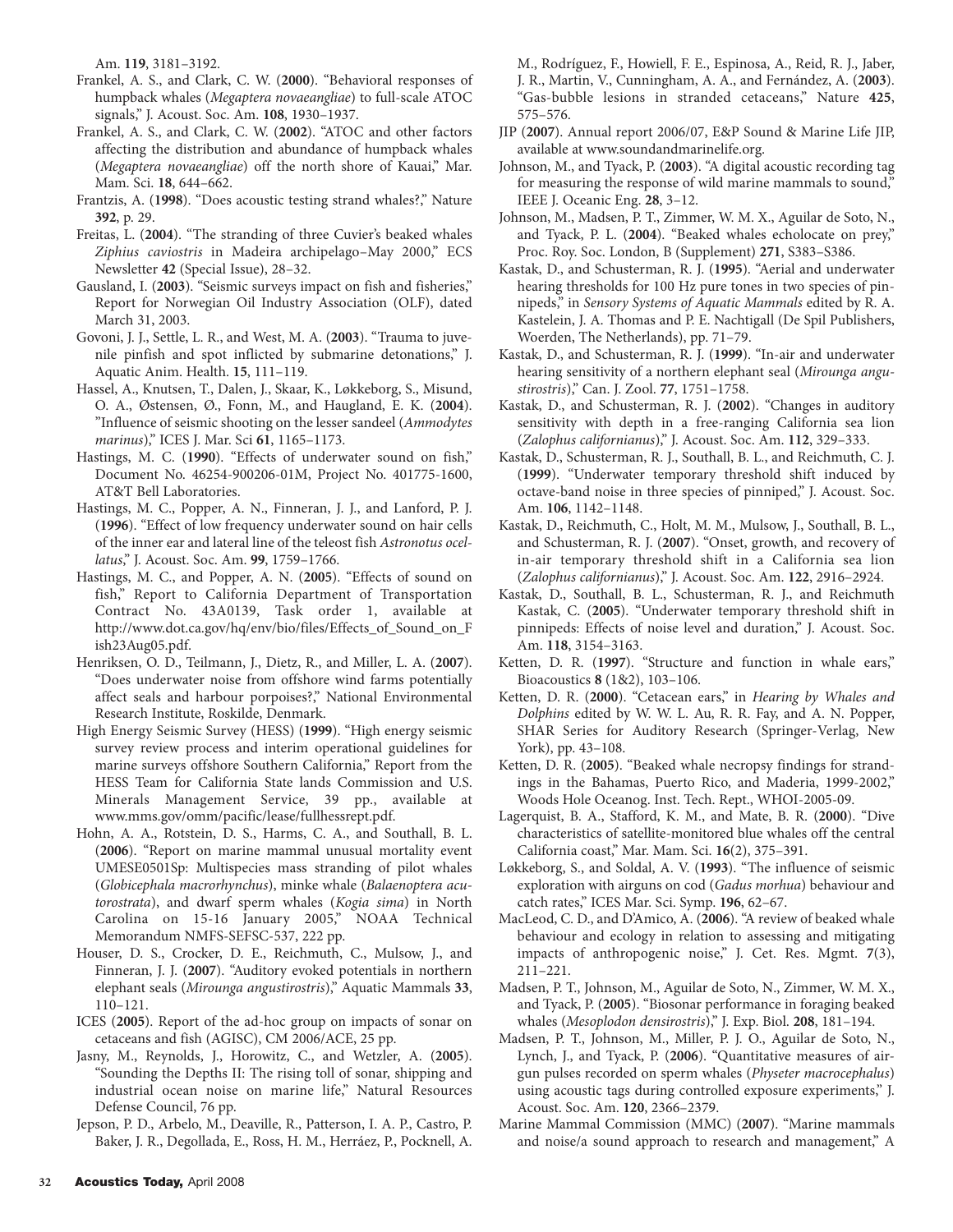Am. **119**, 3181–3192.

Frankel, A. S., and Clark, C. W. (**2000**). "Behavioral responses of humpback whales (*Megaptera novaeangliae*) to full-scale ATOC signals," J. Acoust. Soc. Am. **108**, 1930–1937.

Frankel, A. S., and Clark, C. W. (**2002**). "ATOC and other factors affecting the distribution and abundance of humpback whales (*Megaptera novaeangliae*) off the north shore of Kauai," Mar. Mam. Sci. **18**, 644–662.

Frantzis, A. (**1998**). "Does acoustic testing strand whales?," Nature **392**, p. 29.

Freitas, L. (**2004**). "The stranding of three Cuvier's beaked whales *Ziphius caviostris* in Madeira archipelago–May 2000," ECS Newsletter **42** (Special Issue), 28–32.

Gausland, I. (**2003**). "Seismic surveys impact on fish and fisheries," Report for Norwegian Oil Industry Association (OLF), dated March 31, 2003.

Govoni, J. J., Settle, L. R., and West, M. A. (**2003**). "Trauma to juvenile pinfish and spot inflicted by submarine detonations," J. Aquatic Anim. Health. **15**, 111–119.

Hassel, A., Knutsen, T., Dalen, J., Skaar, K., Løkkeborg, S., Misund, O. A., Østensen, Ø., Fonn, M., and Haugland, E. K. (**2004**). "Influence of seismic shooting on the lesser sandeel (*Ammodytes marinus*)," ICES J. Mar. Sci **61**, 1165–1173.

Hastings, M. C. (**1990**). "Effects of underwater sound on fish," Document No. 46254-900206-01M, Project No. 401775-1600, AT&T Bell Laboratories.

Hastings, M. C., Popper, A. N., Finneran, J. J., and Lanford, P. J. (**1996**). "Effect of low frequency underwater sound on hair cells of the inner ear and lateral line of the teleost fish *Astronotus ocellatus*," J. Acoust. Soc. Am. **99**, 1759–1766.

Hastings, M. C., and Popper, A. N. (**2005**). "Effects of sound on fish," Report to California Department of Transportation Contract No. 43A0139, Task order 1, available at http://www.dot.ca.gov/hq/env/bio/files/Effects_of_Sound_on_Fish23Aug05.pdf.

Henriksen, O. D., Teilmann, J., Dietz, R., and Miller, L. A. (**2007**). "Does underwater noise from offshore wind farms potentially affect seals and harbour porpoises?," National Environmental Research Institute, Roskilde, Denmark.

High Energy Seismic Survey (HESS) (**1999**). "High energy seismic survey review process and interim operational guidelines for marine surveys offshore Southern California," Report from the HESS Team for California State lands Commission and U.S. Minerals Management Service, 39 pp., available at www.mms.gov/omm/pacific/lease/fullhessrept.pdf.

Hohn, A. A., Rotstein, D. S., Harms, C. A., and Southall, B. L. (**2006**). "Report on marine mammal unusual mortality event UMESE0501Sp: Multispecies mass stranding of pilot whales (*Globicephala macrorhynchus*), minke whale (*Balaenoptera acutorostrata*), and dwarf sperm whales (*Kogia sima*) in North Carolina on 15-16 January 2005," NOAA Technical Memorandum NMFS-SEFSC-537, 222 pp.

Houser, D. S., Crocker, D. E., Reichmuth, C., Mulsow, J., and Finneran, J. J. (**2007**). "Auditory evoked potentials in northern elephant seals (*Mirounga angustirostris*)," Aquatic Mammals **33**, 110–121.

ICES (**2005**). Report of the ad-hoc group on impacts of sonar on cetaceans and fish (AGISC), CM 2006/ACE, 25 pp.

Jasny, M., Reynolds, J., Horowitz, C., and Wetzler, A. (**2005**). "Sounding the Depths II: The rising toll of sonar, shipping and industrial ocean noise on marine life," Natural Resources Defense Council, 76 pp.

Jepson, P. D., Arbelo, M., Deaville, R., Patterson, I. A. P., Castro, P. Baker, J. R., Degollada, E., Ross, H. M., Herráez, P., Pocknell, A. M., Rodríguez, F., Howiell, F. E., Espinosa, A., Reid, R. J., Jaber, J. R., Martin, V., Cunningham, A. A., and Fernández, A. (**2003**). "Gas-bubble lesions in stranded cetaceans," Nature **425**, 575–576.

JIP (**2007**). Annual report 2006/07, E&P Sound & Marine Life JIP, available at www.soundandmarinelife.org.

Johnson, M., and Tyack, P. (**2003**). "A digital acoustic recording tag for measuring the response of wild marine mammals to sound," IEEE J. Oceanic Eng. **28**, 3–12.

Johnson, M., Madsen, P. T., Zimmer, W. M. X., Aguilar de Soto, N., and Tyack, P. L. (**2004**). "Beaked whales echolocate on prey," Proc. Roy. Soc. London, B (Supplement) **271**, S383–S386.

Kastak, D., and Schusterman, R. J. (**1995**). "Aerial and underwater hearing thresholds for 100 Hz pure tones in two species of pinnipeds," in *Sensory Systems of Aquatic Mammals* edited by R. A. Kastelein, J. A. Thomas and P. E. Nachtigall (De Spil Publishers, Woerden, The Netherlands), pp. 71–79.

Kastak, D., and Schusterman, R. J. (**1999**). "In-air and underwater hearing sensitivity of a northern elephant seal (*Mirounga angustirostris*)," Can. J. Zool. **77**, 1751–1758.

Kastak, D., and Schusterman, R. J. (**2002**). "Changes in auditory sensitivity with depth in a free-ranging California sea lion (*Zalophus californianus*)," J. Acoust. Soc. Am. **112**, 329–333.

Kastak, D., Schusterman, R. J., Southall, B. L., and Reichmuth, C. J. (**1999**). "Underwater temporary threshold shift induced by octave-band noise in three species of pinniped," J. Acoust. Soc. Am. **106**, 1142–1148.

Kastak, D., Reichmuth, C., Holt, M. M., Mulsow, J., Southall, B. L., and Schusterman, R. J. (**2007**). "Onset, growth, and recovery of in-air temporary threshold shift in a California sea lion (*Zalophus californianus*)," J. Acoust. Soc. Am. **122**, 2916–2924.

Kastak, D., Southall, B. L., Schusterman, R. J., and Reichmuth Kastak, C. (**2005**). "Underwater temporary threshold shift in pinnipeds: Effects of noise level and duration," J. Acoust. Soc. Am. **118**, 3154–3163.

Ketten, D. R. (**1997**). "Structure and function in whale ears," Bioacoustics **8** (1&2), 103–106.

Ketten, D. R. (**2000**). "Cetacean ears," in *Hearing by Whales and Dolphins* edited by W. W. L. Au, R. R. Fay, and A. N. Popper, SHAR Series for Auditory Research (Springer-Verlag, New York), pp. 43–108.

Ketten, D. R. (**2005**). "Beaked whale necropsy findings for strandings in the Bahamas, Puerto Rico, and Maderia, 1999-2002," Woods Hole Oceanog. Inst. Tech. Rept., WHOI-2005-09.

Lagerquist, B. A., Stafford, K. M., and Mate, B. R. (**2000**). "Dive characteristics of satellite-monitored blue whales off the central California coast," Mar. Mam. Sci. **16**(2), 375–391.

Løkkeborg, S., and Soldal, A. V. (**1993**). "The influence of seismic exploration with airguns on cod (*Gadus morhua*) behaviour and catch rates," ICES Mar. Sci. Symp. **196**, 62–67.

MacLeod, C. D., and D'Amico, A. (**2006**). "A review of beaked whale behaviour and ecology in relation to assessing and mitigating impacts of anthropogenic noise," J. Cet. Res. Mgmt. **7**(3), 211–221.

Madsen, P. T., Johnson, M., Aguilar de Soto, N., Zimmer, W. M. X., and Tyack, P. (**2005**). "Biosonar performance in foraging beaked whales (*Mesoplodon densirostris*)," J. Exp. Biol. **208**, 181–194.

Madsen, P. T., Johnson, M., Miller, P. J. O., Aguilar de Soto, N., Lynch, J., and Tyack, P. (**2006**). "Quantitative measures of airgun pulses recorded on sperm whales (*Physeter macrocephalus*) using acoustic tags during controlled exposure experiments," J. Acoust. Soc. Am. **120**, 2366–2379.

Marine Mammal Commission (MMC) (**2007**). "Marine mammals and noise/a sound approach to research and management," A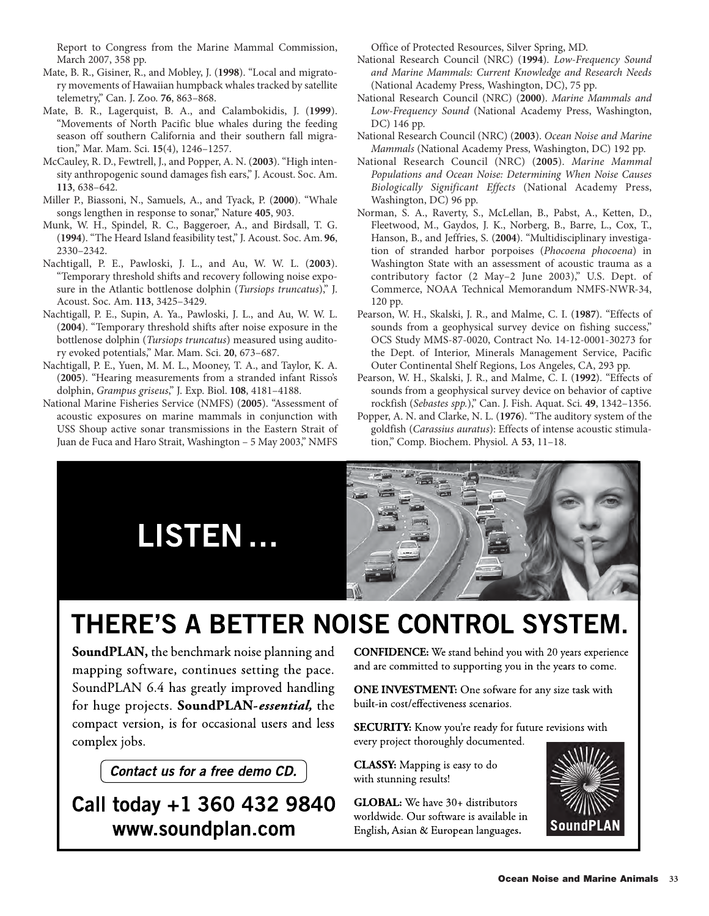Report to Congress from the Marine Mammal Commission, March 2007, 358 pp.

Mate, B. R., Gisiner, R., and Mobley, J. (**1998**). "Local and migratory movements of Hawaiian humpback whales tracked by satellite telemetry," Can. J. Zoo. **76**, 863–868.

Mate, B. R., Lagerquist, B. A., and Calambokidis, J. (**1999**). "Movements of North Pacific blue whales during the feeding season off southern California and their southern fall migration," Mar. Mam. Sci. **15**(4), 1246–1257.

McCauley, R. D., Fewtrell, J., and Popper, A. N. (**2003**). "High intensity anthropogenic sound damages fish ears," J. Acoust. Soc. Am. **113**, 638–642.

Miller P., Biassoni, N., Samuels, A., and Tyack, P. (**2000**). "Whale songs lengthen in response to sonar," Nature **405**, 903.

Munk, W. H., Spindel, R. C., Baggeroer, A., and Birdsall, T. G. (**1994**). "The Heard Island feasibility test," J. Acoust. Soc. Am. **96**, 2330–2342.

Nachtigall, P. E., Pawloski, J. L., and Au, W. W. L. (**2003**). "Temporary threshold shifts and recovery following noise exposure in the Atlantic bottlenose dolphin (*Tursiops truncatus*)," J. Acoust. Soc. Am. **113**, 3425–3429.

Nachtigall, P. E., Supin, A. Ya., Pawloski, J. L., and Au, W. W. L. (**2004**). "Temporary threshold shifts after noise exposure in the bottlenose dolphin (*Tursiops truncatus*) measured using auditory evoked potentials," Mar. Mam. Sci. **20**, 673–687.

Nachtigall, P. E., Yuen, M. M. L., Mooney, T. A., and Taylor, K. A. (**2005**). "Hearing measurements from a stranded infant Risso's dolphin, *Grampus griseus*," J. Exp. Biol. **108**, 4181–4188.

National Marine Fisheries Service (NMFS) (**2005**). "Assessment of acoustic exposures on marine mammals in conjunction with USS Shoup active sonar transmissions in the Eastern Strait of Juan de Fuca and Haro Strait, Washington – 5 May 2003," NMFS Office of Protected Resources, Silver Spring, MD.

National Research Council (NRC) (**1994**). *Low-Frequency Sound and Marine Mammals: Current Knowledge and Research Needs* (National Academy Press, Washington, DC), 75 pp.

National Research Council (NRC) (**2000**). *Marine Mammals and Low-Frequency Sound* (National Academy Press, Washington, DC) 146 pp.

National Research Council (NRC) (**2003**). *Ocean Noise and Marine Mammals* (National Academy Press, Washington, DC) 192 pp.

National Research Council (NRC) (**2005**). *Marine Mammal Populations and Ocean Noise: Determining When Noise Causes Biologically Significant Effects* (National Academy Press, Washington, DC) 96 pp.

Norman, S. A., Raverty, S., McLellan, B., Pabst, A., Ketten, D., Fleetwood, M., Gaydos, J. K., Norberg, B., Barre, L., Cox, T., Hanson, B., and Jeffries, S. (**2004**). "Multidisciplinary investigation of stranded harbor porpoises (*Phocoena phocoena*) in Washington State with an assessment of acoustic trauma as a contributory factor (2 May–2 June 2003)," U.S. Dept. of Commerce, NOAA Technical Memorandum NMFS-NWR-34, 120 pp.

Pearson, W. H., Skalski, J. R., and Malme, C. I. (**1987**). "Effects of sounds from a geophysical survey device on fishing success," OCS Study MMS-87-0020, Contract No. 14-12-0001-30273 for the Dept. of Interior, Minerals Management Service, Pacific Outer Continental Shelf Regions, Los Angeles, CA, 293 pp.

Pearson, W. H., Skalski, J. R., and Malme, C. I. (**1992**). "Effects of sounds from a geophysical survey device on behavior of captive rockfish (*Sebastes spp.*)," Can. J. Fish. Aquat. Sci. **49**, 1342–1356.

Popper, A. N. and Clarke, N. L. (**1976**). "The auditory system of the goldfish (*Carassius auratus*): Effects of intense acoustic stimulation," Comp. Biochem. Physiol. A **53**, 11–18.

LISTEN ...

# THERE'S A BETTER NOISE CONTROL SYSTEM.

**SoundPLAN,** the benchmark noise planning and mapping software, continues setting the pace. SoundPLAN 6.4 has greatly improved handling for huge projects. **SoundPLAN-*essential,*** the compact version, is for occasional users and less complex jobs.

*Contact us for a free demo CD.*

**Call today +1 360 432 9840**
**www.soundplan.com**

**CONFIDENCE:** We stand behind you with 20 years experience and are committed to supporting you in the years to come.

**ONE INVESTMENT:** One sofware for any size task with built-in cost/effectiveness scenarios.

**SECURITY:** Know you're ready for future revisions with every project thoroughly documented.

**CLASSY:** Mapping is easy to do with stunning results!

**GLOBAL:** We have 30+ distributors worldwide. Our software is available in English, Asian & European languages.

SoundPLAN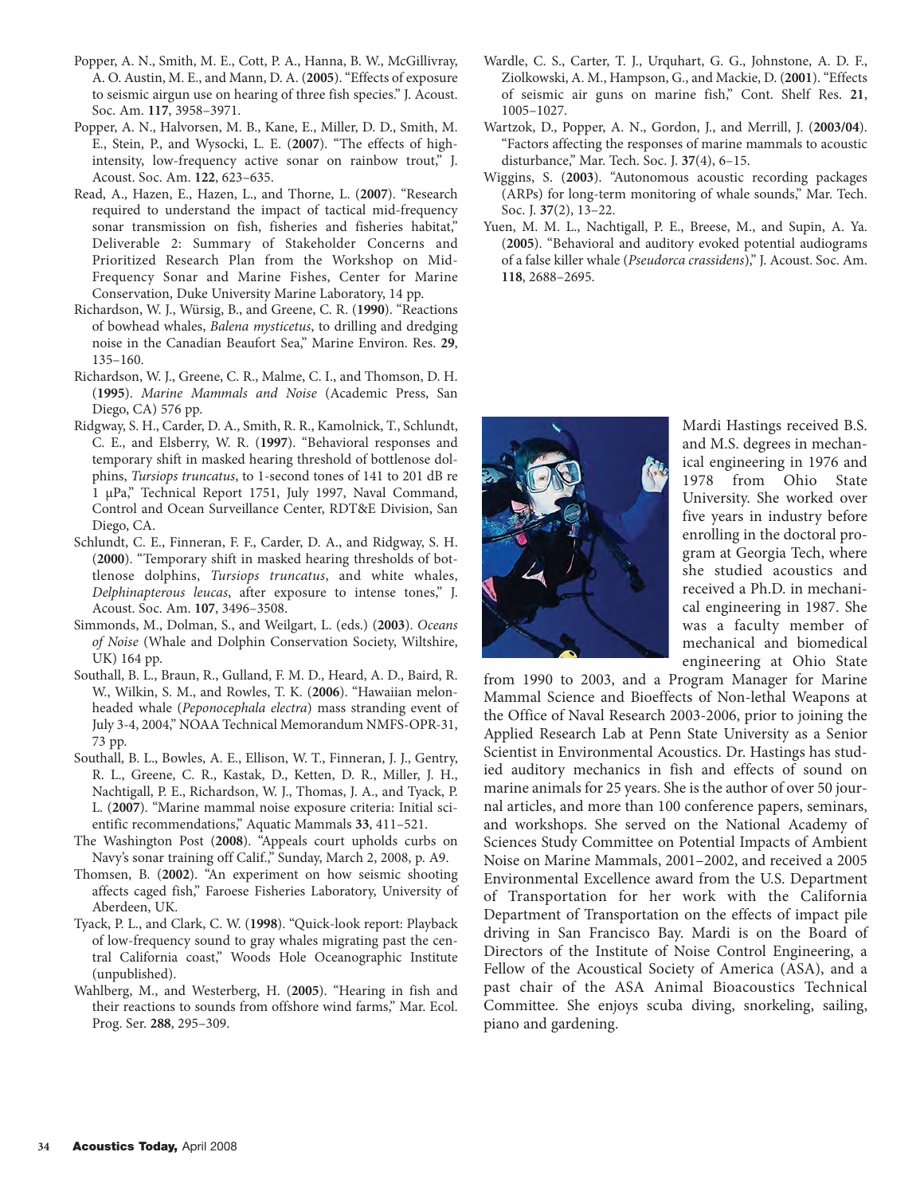Popper, A. N., Smith, M. E., Cott, P. A., Hanna, B. W., McGillivray, A. O. Austin, M. E., and Mann, D. A. (**2005**). "Effects of exposure to seismic airgun use on hearing of three fish species." J. Acoust. Soc. Am. **117**, 3958–3971.

Popper, A. N., Halvorsen, M. B., Kane, E., Miller, D. D., Smith, M. E., Stein, P., and Wysocki, L. E. (**2007**). "The effects of high-intensity, low-frequency active sonar on rainbow trout," J. Acoust. Soc. Am. **122**, 623–635.

Read, A., Hazen, E., Hazen, L., and Thorne, L. (**2007**). "Research required to understand the impact of tactical mid-frequency sonar transmission on fish, fisheries and fisheries habitat," Deliverable 2: Summary of Stakeholder Concerns and Prioritized Research Plan from the Workshop on Mid-Frequency Sonar and Marine Fishes, Center for Marine Conservation, Duke University Marine Laboratory, 14 pp.

Richardson, W. J., Würsig, B., and Greene, C. R. (**1990**). "Reactions of bowhead whales, *Balena mysticetus*, to drilling and dredging noise in the Canadian Beaufort Sea," Marine Environ. Res. **29**, 135–160.

Richardson, W. J., Greene, C. R., Malme, C. I., and Thomson, D. H. (**1995**). *Marine Mammals and Noise* (Academic Press, San Diego, CA) 576 pp.

Ridgway, S. H., Carder, D. A., Smith, R. R., Kamolnick, T., Schlundt, C. E., and Elsberry, W. R. (**1997**). "Behavioral responses and temporary shift in masked hearing threshold of bottlenose dolphins, *Tursiops truncatus*, to 1-second tones of 141 to 201 dB re 1 μPa," Technical Report 1751, July 1997, Naval Command, Control and Ocean Surveillance Center, RDT&E Division, San Diego, CA.

Schlundt, C. E., Finneran, F. F., Carder, D. A., and Ridgway, S. H. (**2000**). "Temporary shift in masked hearing thresholds of bottlenose dolphins, *Tursiops truncatus*, and white whales, *Delphinapterous leucas*, after exposure to intense tones," J. Acoust. Soc. Am. **107**, 3496–3508.

Simmonds, M., Dolman, S., and Weilgart, L. (eds.) (**2003**). *Oceans of Noise* (Whale and Dolphin Conservation Society, Wiltshire, UK) 164 pp.

Southall, B. L., Braun, R., Gulland, F. M. D., Heard, A. D., Baird, R. W., Wilkin, S. M., and Rowles, T. K. (**2006**). "Hawaiian melon-headed whale (*Peponocephala electra*) mass stranding event of July 3-4, 2004," NOAA Technical Memorandum NMFS-OPR-31, 73 pp.

Southall, B. L., Bowles, A. E., Ellison, W. T., Finneran, J. J., Gentry, R. L., Greene, C. R., Kastak, D., Ketten, D. R., Miller, J. H., Nachtigall, P. E., Richardson, W. J., Thomas, J. A., and Tyack, P. L. (**2007**). "Marine mammal noise exposure criteria: Initial scientific recommendations," Aquatic Mammals **33**, 411–521.

The Washington Post (**2008**). "Appeals court upholds curbs on Navy's sonar training off Calif.," Sunday, March 2, 2008, p. A9.

Thomsen, B. (**2002**). "An experiment on how seismic shooting affects caged fish," Faroese Fisheries Laboratory, University of Aberdeen, UK.

Tyack, P. L., and Clark, C. W. (**1998**). "Quick-look report: Playback of low-frequency sound to gray whales migrating past the central California coast," Woods Hole Oceanographic Institute (unpublished).

Wahlberg, M., and Westerberg, H. (**2005**). "Hearing in fish and their reactions to sounds from offshore wind farms," Mar. Ecol. Prog. Ser. **288**, 295–309.

Wardle, C. S., Carter, T. J., Urquhart, G. G., Johnstone, A. D. F., Ziolkowski, A. M., Hampson, G., and Mackie, D. (**2001**). "Effects of seismic air guns on marine fish," Cont. Shelf Res. **21**, 1005–1027.

Wartzok, D., Popper, A. N., Gordon, J., and Merrill, J. (**2003/04**). "Factors affecting the responses of marine mammals to acoustic disturbance," Mar. Tech. Soc. J. **37**(4), 6–15.

Wiggins, S. (**2003**). "Autonomous acoustic recording packages (ARPs) for long-term monitoring of whale sounds," Mar. Tech. Soc. J. **37**(2), 13–22.

Yuen, M. M. L., Nachtigall, P. E., Breese, M., and Supin, A. Ya. (**2005**). "Behavioral and auditory evoked potential audiograms of a false killer whale (*Pseudorca crassidens*)," J. Acoust. Soc. Am. **118**, 2688–2695.

Mardi Hastings received B.S. and M.S. degrees in mechanical engineering in 1976 and 1978 from Ohio State University. She worked over five years in industry before enrolling in the doctoral program at Georgia Tech, where she studied acoustics and received a Ph.D. in mechanical engineering in 1987. She was a faculty member of mechanical and biomedical engineering at Ohio State from 1990 to 2003, and a Program Manager for Marine Mammal Science and Bioeffects of Non-lethal Weapons at the Office of Naval Research 2003-2006, prior to joining the Applied Research Lab at Penn State University as a Senior Scientist in Environmental Acoustics. Dr. Hastings has studied auditory mechanics in fish and effects of sound on marine animals for 25 years. She is the author of over 50 journal articles, and more than 100 conference papers, seminars, and workshops. She served on the National Academy of Sciences Study Committee on Potential Impacts of Ambient Noise on Marine Mammals, 2001–2002, and received a 2005 Environmental Excellence award from the U.S. Department of Transportation for her work with the California Department of Transportation on the effects of impact pile driving in San Francisco Bay. Mardi is on the Board of Directors of the Institute of Noise Control Engineering, a Fellow of the Acoustical Society of America (ASA), and a past chair of the ASA Animal Bioacoustics Technical Committee. She enjoys scuba diving, snorkeling, sailing, piano and gardening.